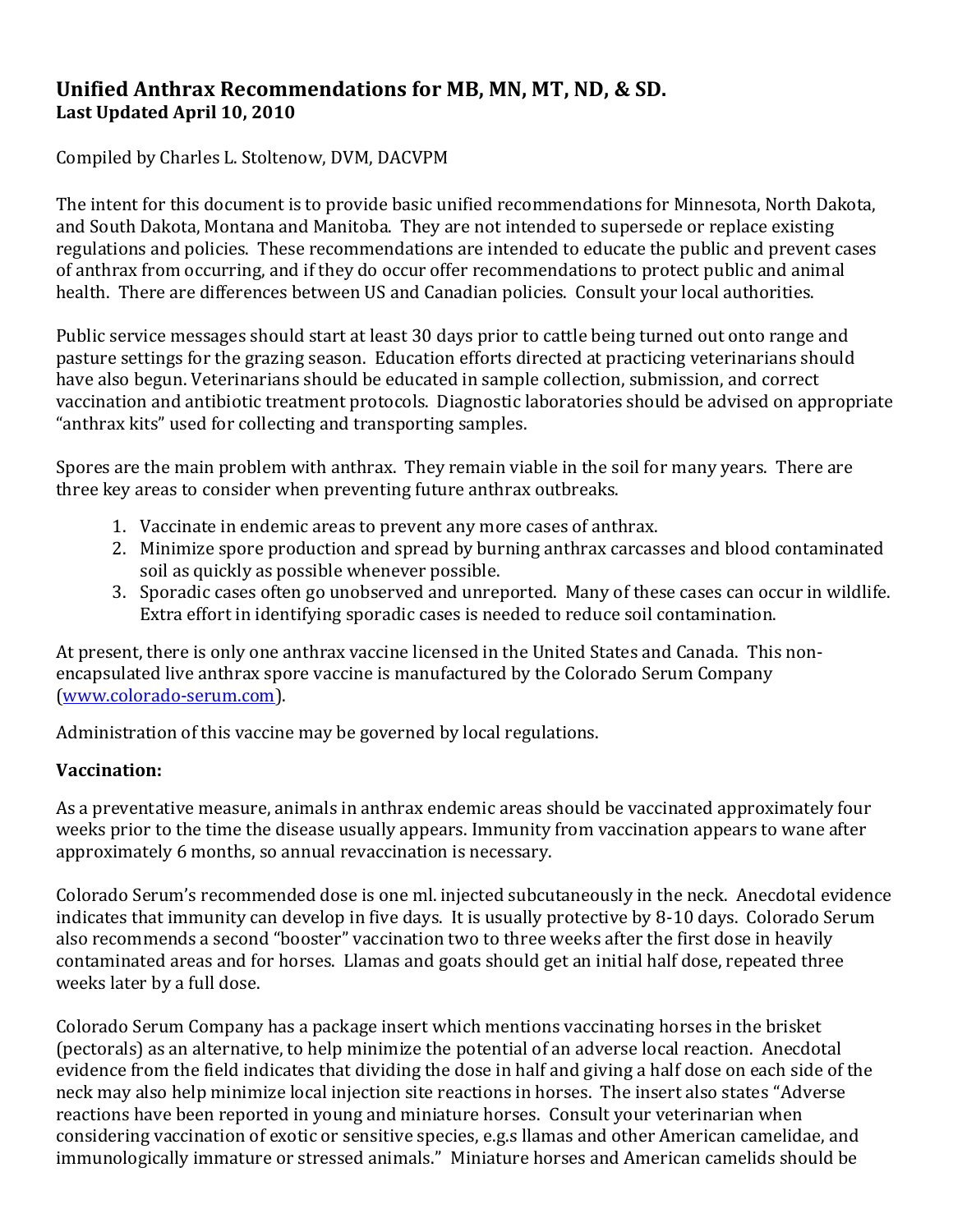## Unified Anthrax Recommendations for MB, MN, MT, ND, & SD.
**Last Updated April 10, 2010**

Compiled by Charles L. Stoltenow, DVM, DACVPM

The intent for this document is to provide basic unified recommendations for Minnesota, North Dakota, and South Dakota, Montana and Manitoba. They are not intended to supersede or replace existing regulations and policies. These recommendations are intended to educate the public and prevent cases of anthrax from occurring, and if they do occur offer recommendations to protect public and animal health. There are differences between US and Canadian policies. Consult your local authorities.

Public service messages should start at least 30 days prior to cattle being turned out onto range and pasture settings for the grazing season. Education efforts directed at practicing veterinarians should have also begun. Veterinarians should be educated in sample collection, submission, and correct vaccination and antibiotic treatment protocols. Diagnostic laboratories should be advised on appropriate "anthrax kits" used for collecting and transporting samples.

Spores are the main problem with anthrax. They remain viable in the soil for many years. There are three key areas to consider when preventing future anthrax outbreaks.

1. Vaccinate in endemic areas to prevent any more cases of anthrax.
2. Minimize spore production and spread by burning anthrax carcasses and blood contaminated soil as quickly as possible whenever possible.
3. Sporadic cases often go unobserved and unreported. Many of these cases can occur in wildlife. Extra effort in identifying sporadic cases is needed to reduce soil contamination.

At present, there is only one anthrax vaccine licensed in the United States and Canada. This non-encapsulated live anthrax spore vaccine is manufactured by the Colorado Serum Company (www.colorado-serum.com).

Administration of this vaccine may be governed by local regulations.

**Vaccination:**

As a preventative measure, animals in anthrax endemic areas should be vaccinated approximately four weeks prior to the time the disease usually appears. Immunity from vaccination appears to wane after approximately 6 months, so annual revaccination is necessary.

Colorado Serum's recommended dose is one ml. injected subcutaneously in the neck. Anecdotal evidence indicates that immunity can develop in five days. It is usually protective by 8-10 days. Colorado Serum also recommends a second "booster" vaccination two to three weeks after the first dose in heavily contaminated areas and for horses. Llamas and goats should get an initial half dose, repeated three weeks later by a full dose.

Colorado Serum Company has a package insert which mentions vaccinating horses in the brisket (pectorals) as an alternative, to help minimize the potential of an adverse local reaction. Anecdotal evidence from the field indicates that dividing the dose in half and giving a half dose on each side of the neck may also help minimize local injection site reactions in horses. The insert also states "Adverse reactions have been reported in young and miniature horses. Consult your veterinarian when considering vaccination of exotic or sensitive species, e.g.s llamas and other American camelidae, and immunologically immature or stressed animals." Miniature horses and American camelids should be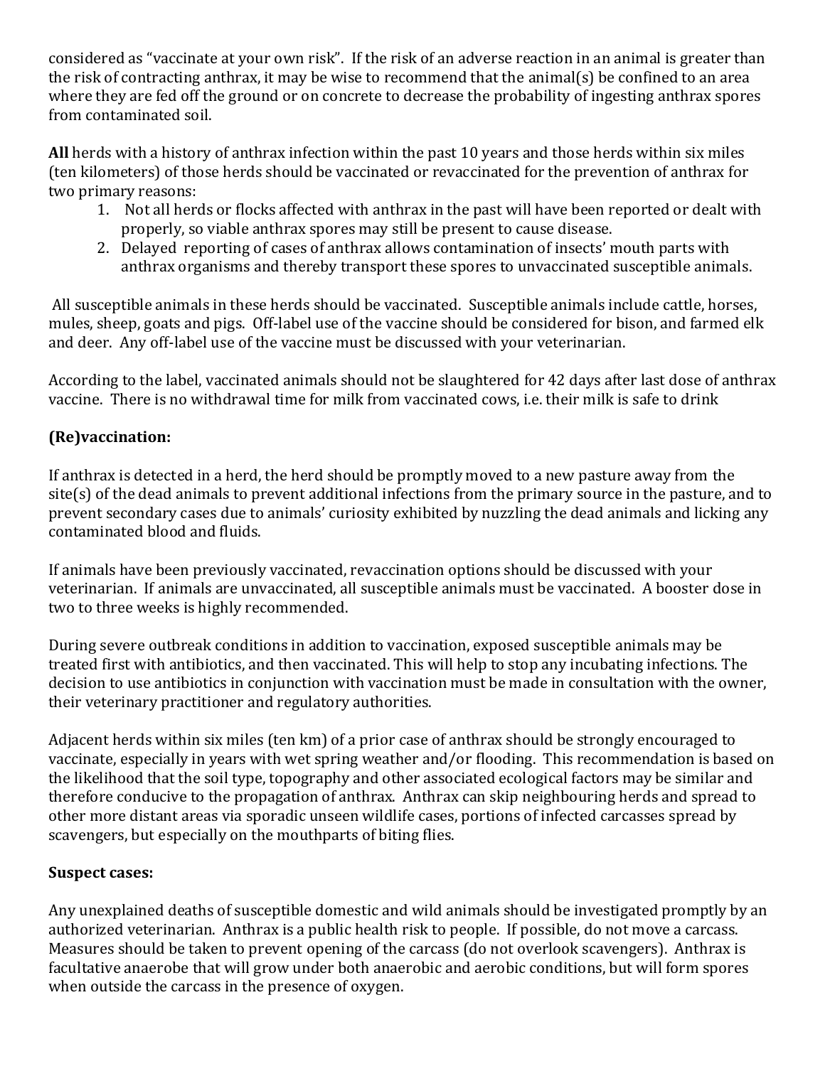considered as "vaccinate at your own risk". If the risk of an adverse reaction in an animal is greater than the risk of contracting anthrax, it may be wise to recommend that the animal(s) be confined to an area where they are fed off the ground or on concrete to decrease the probability of ingesting anthrax spores from contaminated soil.

**All** herds with a history of anthrax infection within the past 10 years and those herds within six miles (ten kilometers) of those herds should be vaccinated or revaccinated for the prevention of anthrax for two primary reasons:

1. Not all herds or flocks affected with anthrax in the past will have been reported or dealt with properly, so viable anthrax spores may still be present to cause disease.
2. Delayed reporting of cases of anthrax allows contamination of insects' mouth parts with anthrax organisms and thereby transport these spores to unvaccinated susceptible animals.

All susceptible animals in these herds should be vaccinated. Susceptible animals include cattle, horses, mules, sheep, goats and pigs. Off-label use of the vaccine should be considered for bison, and farmed elk and deer. Any off-label use of the vaccine must be discussed with your veterinarian.

According to the label, vaccinated animals should not be slaughtered for 42 days after last dose of anthrax vaccine. There is no withdrawal time for milk from vaccinated cows, i.e. their milk is safe to drink

### (Re)vaccination:

If anthrax is detected in a herd, the herd should be promptly moved to a new pasture away from the site(s) of the dead animals to prevent additional infections from the primary source in the pasture, and to prevent secondary cases due to animals' curiosity exhibited by nuzzling the dead animals and licking any contaminated blood and fluids.

If animals have been previously vaccinated, revaccination options should be discussed with your veterinarian. If animals are unvaccinated, all susceptible animals must be vaccinated. A booster dose in two to three weeks is highly recommended.

During severe outbreak conditions in addition to vaccination, exposed susceptible animals may be treated first with antibiotics, and then vaccinated. This will help to stop any incubating infections. The decision to use antibiotics in conjunction with vaccination must be made in consultation with the owner, their veterinary practitioner and regulatory authorities.

Adjacent herds within six miles (ten km) of a prior case of anthrax should be strongly encouraged to vaccinate, especially in years with wet spring weather and/or flooding. This recommendation is based on the likelihood that the soil type, topography and other associated ecological factors may be similar and therefore conducive to the propagation of anthrax. Anthrax can skip neighbouring herds and spread to other more distant areas via sporadic unseen wildlife cases, portions of infected carcasses spread by scavengers, but especially on the mouthparts of biting flies.

### Suspect cases:

Any unexplained deaths of susceptible domestic and wild animals should be investigated promptly by an authorized veterinarian. Anthrax is a public health risk to people. If possible, do not move a carcass. Measures should be taken to prevent opening of the carcass (do not overlook scavengers). Anthrax is facultative anaerobe that will grow under both anaerobic and aerobic conditions, but will form spores when outside the carcass in the presence of oxygen.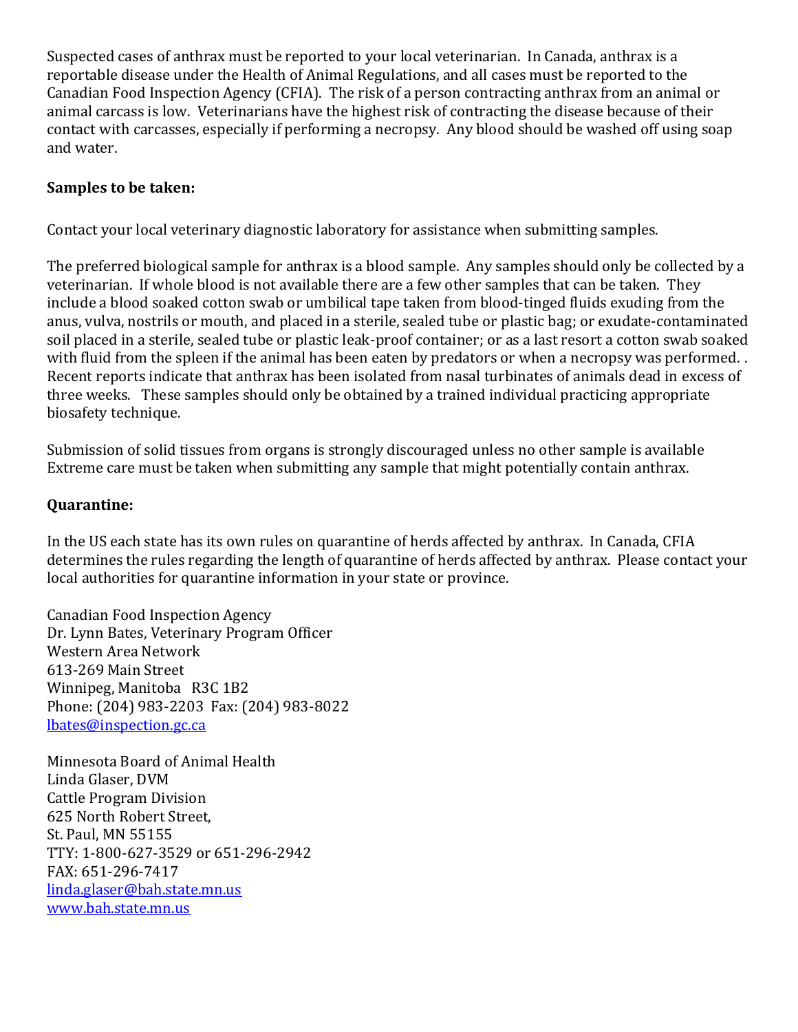Suspected cases of anthrax must be reported to your local veterinarian. In Canada, anthrax is a reportable disease under the Health of Animal Regulations, and all cases must be reported to the Canadian Food Inspection Agency (CFIA). The risk of a person contracting anthrax from an animal or animal carcass is low. Veterinarians have the highest risk of contracting the disease because of their contact with carcasses, especially if performing a necropsy. Any blood should be washed off using soap and water.

**Samples to be taken:**

Contact your local veterinary diagnostic laboratory for assistance when submitting samples.

The preferred biological sample for anthrax is a blood sample. Any samples should only be collected by a veterinarian. If whole blood is not available there are a few other samples that can be taken. They include a blood soaked cotton swab or umbilical tape taken from blood-tinged fluids exuding from the anus, vulva, nostrils or mouth, and placed in a sterile, sealed tube or plastic bag; or exudate-contaminated soil placed in a sterile, sealed tube or plastic leak-proof container; or as a last resort a cotton swab soaked with fluid from the spleen if the animal has been eaten by predators or when a necropsy was performed. . Recent reports indicate that anthrax has been isolated from nasal turbinates of animals dead in excess of three weeks. These samples should only be obtained by a trained individual practicing appropriate biosafety technique.

Submission of solid tissues from organs is strongly discouraged unless no other sample is available Extreme care must be taken when submitting any sample that might potentially contain anthrax.

**Quarantine:**

In the US each state has its own rules on quarantine of herds affected by anthrax. In Canada, CFIA determines the rules regarding the length of quarantine of herds affected by anthrax. Please contact your local authorities for quarantine information in your state or province.

Canadian Food Inspection Agency
Dr. Lynn Bates, Veterinary Program Officer
Western Area Network
613-269 Main Street
Winnipeg, Manitoba R3C 1B2
Phone: (204) 983-2203 Fax: (204) 983-8022
lbates@inspection.gc.ca

Minnesota Board of Animal Health
Linda Glaser, DVM
Cattle Program Division
625 North Robert Street,
St. Paul, MN 55155
TTY: 1-800-627-3529 or 651-296-2942
FAX: 651-296-7417
linda.glaser@bah.state.mn.us
www.bah.state.mn.us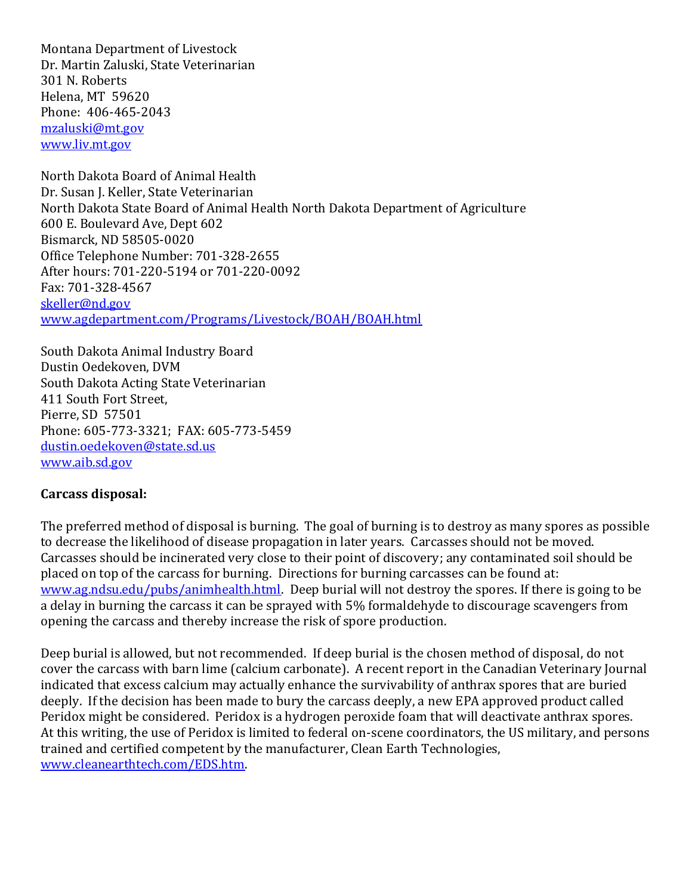Montana Department of Livestock
Dr. Martin Zaluski, State Veterinarian
301 N. Roberts
Helena, MT 59620
Phone: 406-465-2043
mzaluski@mt.gov
www.liv.mt.gov

North Dakota Board of Animal Health
Dr. Susan J. Keller, State Veterinarian
North Dakota State Board of Animal Health North Dakota Department of Agriculture
600 E. Boulevard Ave, Dept 602
Bismarck, ND 58505-0020
Office Telephone Number: 701-328-2655
After hours: 701-220-5194 or 701-220-0092
Fax: 701-328-4567
skeller@nd.gov
www.agdepartment.com/Programs/Livestock/BOAH/BOAH.html

South Dakota Animal Industry Board
Dustin Oedekoven, DVM
South Dakota Acting State Veterinarian
411 South Fort Street,
Pierre, SD 57501
Phone: 605-773-3321; FAX: 605-773-5459
dustin.oedekoven@state.sd.us
www.aib.sd.gov

**Carcass disposal:**

The preferred method of disposal is burning. The goal of burning is to destroy as many spores as possible to decrease the likelihood of disease propagation in later years. Carcasses should not be moved. Carcasses should be incinerated very close to their point of discovery; any contaminated soil should be placed on top of the carcass for burning. Directions for burning carcasses can be found at: www.ag.ndsu.edu/pubs/animhealth.html. Deep burial will not destroy the spores. If there is going to be a delay in burning the carcass it can be sprayed with 5% formaldehyde to discourage scavengers from opening the carcass and thereby increase the risk of spore production.

Deep burial is allowed, but not recommended. If deep burial is the chosen method of disposal, do not cover the carcass with barn lime (calcium carbonate). A recent report in the Canadian Veterinary Journal indicated that excess calcium may actually enhance the survivability of anthrax spores that are buried deeply. If the decision has been made to bury the carcass deeply, a new EPA approved product called Peridox might be considered. Peridox is a hydrogen peroxide foam that will deactivate anthrax spores. At this writing, the use of Peridox is limited to federal on-scene coordinators, the US military, and persons trained and certified competent by the manufacturer, Clean Earth Technologies, www.cleanearthtech.com/EDS.htm.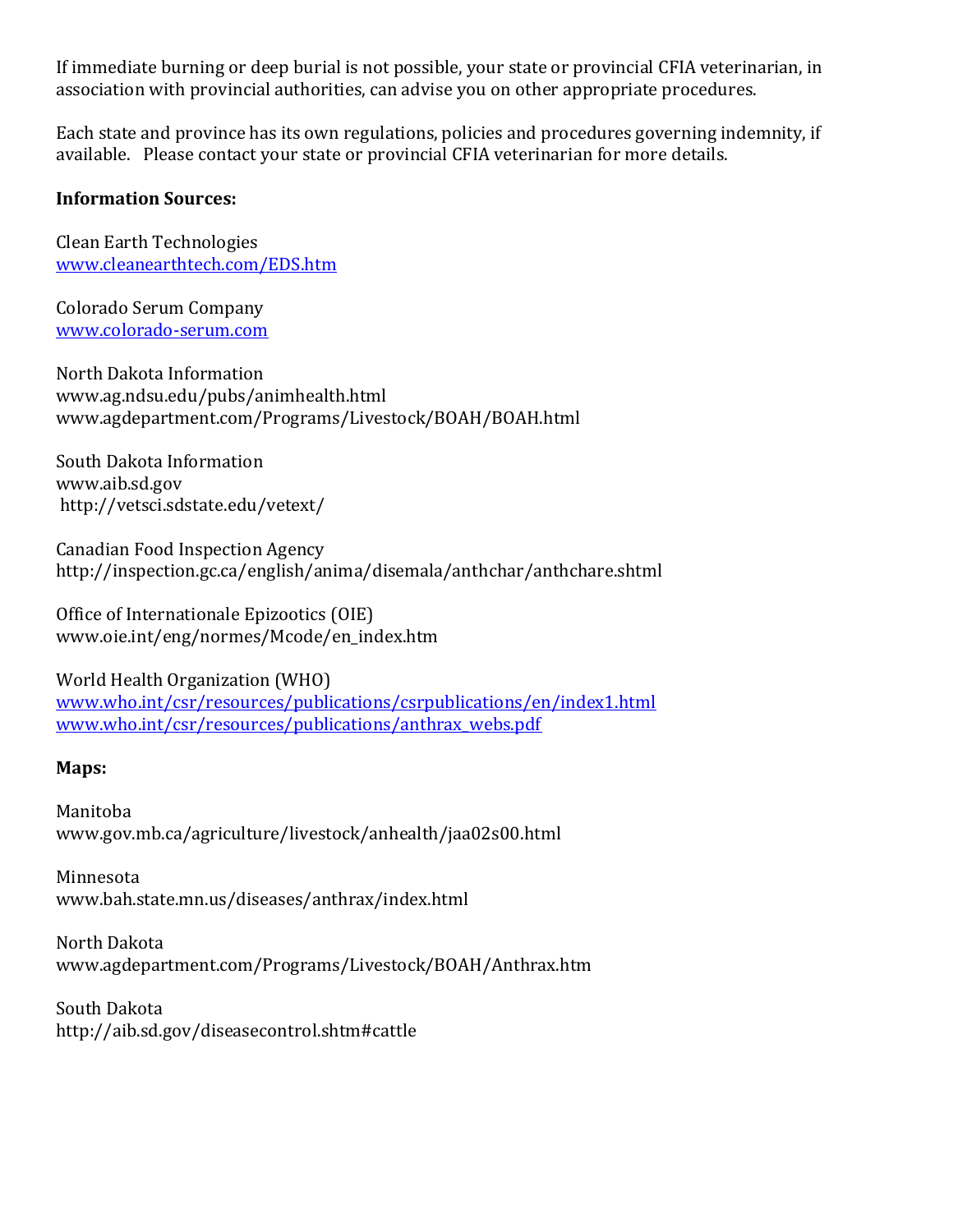If immediate burning or deep burial is not possible, your state or provincial CFIA veterinarian, in association with provincial authorities, can advise you on other appropriate procedures.

Each state and province has its own regulations, policies and procedures governing indemnity, if available. Please contact your state or provincial CFIA veterinarian for more details.

**Information Sources:**

Clean Earth Technologies
www.cleanearthtech.com/EDS.htm

Colorado Serum Company
www.colorado-serum.com

North Dakota Information
www.ag.ndsu.edu/pubs/animhealth.html
www.agdepartment.com/Programs/Livestock/BOAH/BOAH.html

South Dakota Information
www.aib.sd.gov
http://vetsci.sdstate.edu/vetext/

Canadian Food Inspection Agency
http://inspection.gc.ca/english/anima/disemala/anthchar/anthchare.shtml

Office of Internationale Epizootics (OIE)
www.oie.int/eng/normes/Mcode/en_index.htm

World Health Organization (WHO)
www.who.int/csr/resources/publications/csrpublications/en/index1.html
www.who.int/csr/resources/publications/anthrax_webs.pdf

**Maps:**

Manitoba
www.gov.mb.ca/agriculture/livestock/anhealth/jaa02s00.html

Minnesota
www.bah.state.mn.us/diseases/anthrax/index.html

North Dakota
www.agdepartment.com/Programs/Livestock/BOAH/Anthrax.htm

South Dakota
http://aib.sd.gov/diseasecontrol.shtm#cattle